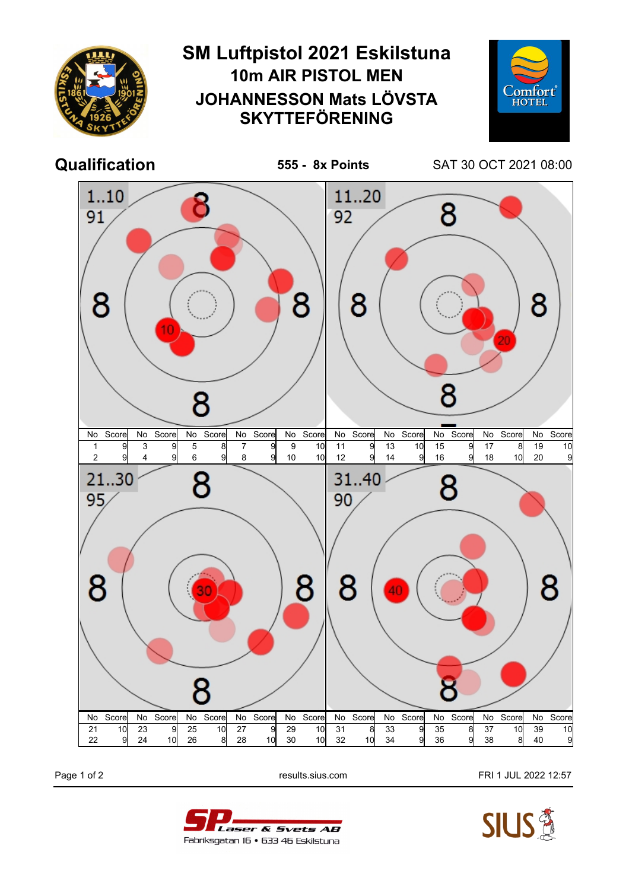# SM Luftpistol 2021 Eskilstuna

## 10m AIR PISTOL MEN

## JOHANNESSON Mats LÖVSTA SKYTTEFÖRENING

**Qualification** — **555 - 8x Points** — SAT 30 OCT 2021 08:00

**1..10** — 91

| No | Score | No | Score | No | Score | No | Score | No | Score |
|---|---|---|---|---|---|---|---|---|---|
| 1 | 9 | 3 | 9 | 5 | 8 | 7 | 9 | 9 | 10 |
| 2 | 9 | 4 | 9 | 6 | 9 | 8 | 9 | 10 | 10 |

**11..20** — 92

| No | Score | No | Score | No | Score | No | Score | No | Score |
|---|---|---|---|---|---|---|---|---|---|
| 11 | 9 | 13 | 10 | 15 | 9 | 17 | 8 | 19 | 10 |
| 12 | 9 | 14 | 9 | 16 | 9 | 18 | 10 | 20 | 9 |

**21..30** — 95

| No | Score | No | Score | No | Score | No | Score | No | Score |
|---|---|---|---|---|---|---|---|---|---|
| 21 | 10 | 23 | 9 | 25 | 10 | 27 | 9 | 29 | 10 |
| 22 | 9 | 24 | 10 | 26 | 8 | 28 | 10 | 30 | 10 |

**31..40** — 90

| No | Score | No | Score | No | Score | No | Score | No | Score |
|---|---|---|---|---|---|---|---|---|---|
| 31 | 8 | 33 | 9 | 35 | 8 | 37 | 10 | 39 | 10 |
| 32 | 10 | 34 | 9 | 36 | 9 | 38 | 8 | 40 | 9 |

results.sius.com — FRI 1 JUL 2022 12:57

SP Laser & Svets AB
Fabriksgatan 16 • 633 46 Eskilstuna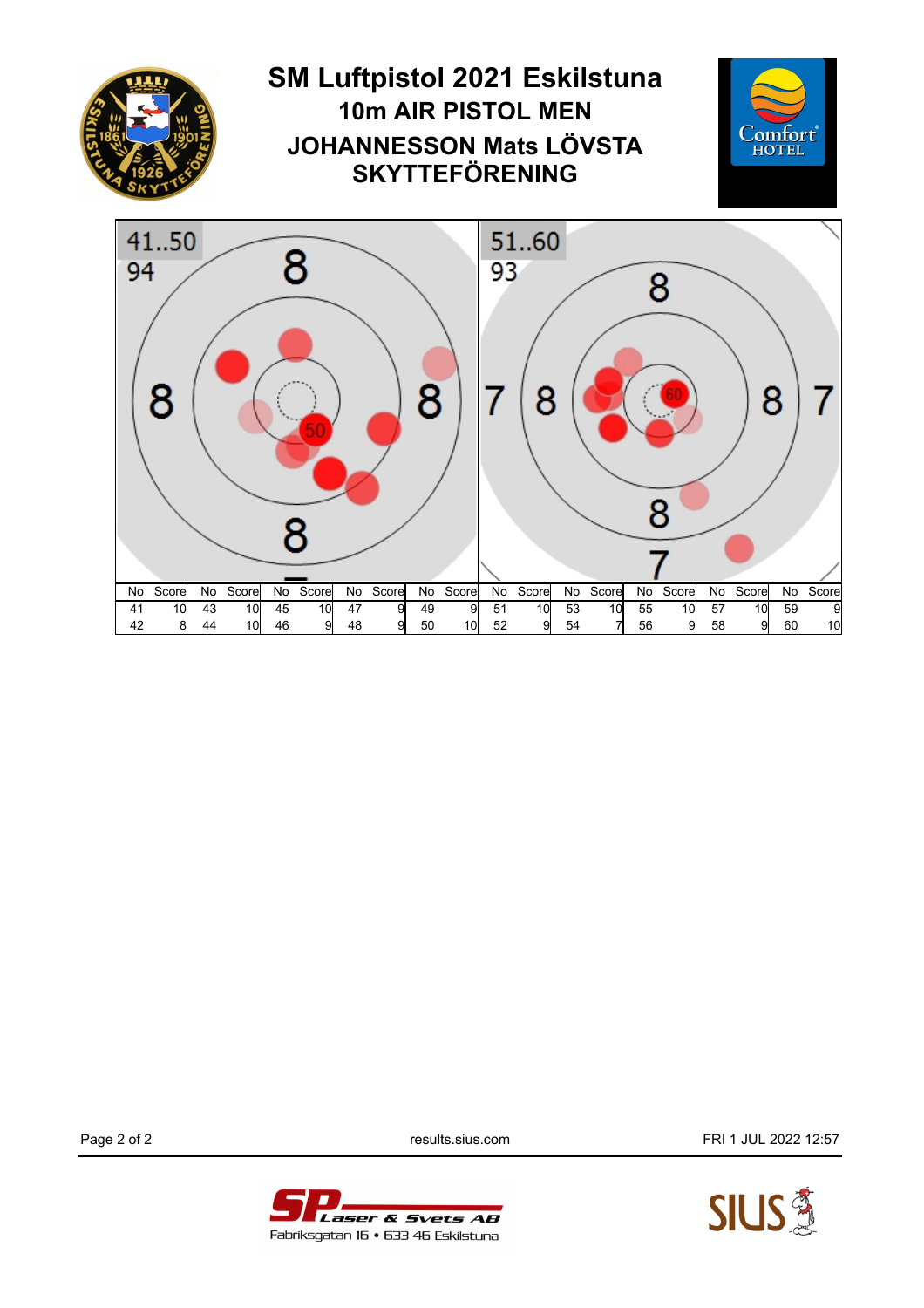# SM Luftpistol 2021 Eskilstuna

## 10m AIR PISTOL MEN

## JOHANNESSON Mats LÖVSTA SKYTTEFÖRENING

41..50
94

51..60
93

| No | Score | No | Score | No | Score | No | Score | No | Score | No | Score | No | Score | No | Score | No | Score | No | Score |
|---|---|---|---|---|---|---|---|---|---|---|---|---|---|---|---|---|---|---|---|
| 41 | 10 | 43 | 10 | 45 | 10 | 47 | 9 | 49 | 9 | 51 | 10 | 53 | 10 | 55 | 10 | 57 | 10 | 59 | 9 |
| 42 | 8 | 44 | 10 | 46 | 9 | 48 | 9 | 50 | 10 | 52 | 9 | 54 | 7 | 56 | 9 | 58 | 9 | 60 | 10 |

results.sius.com

FRI 1 JUL 2022 12:57

SP Laser & Svets AB
Fabriksgatan 16 • 633 46 Eskilstuna